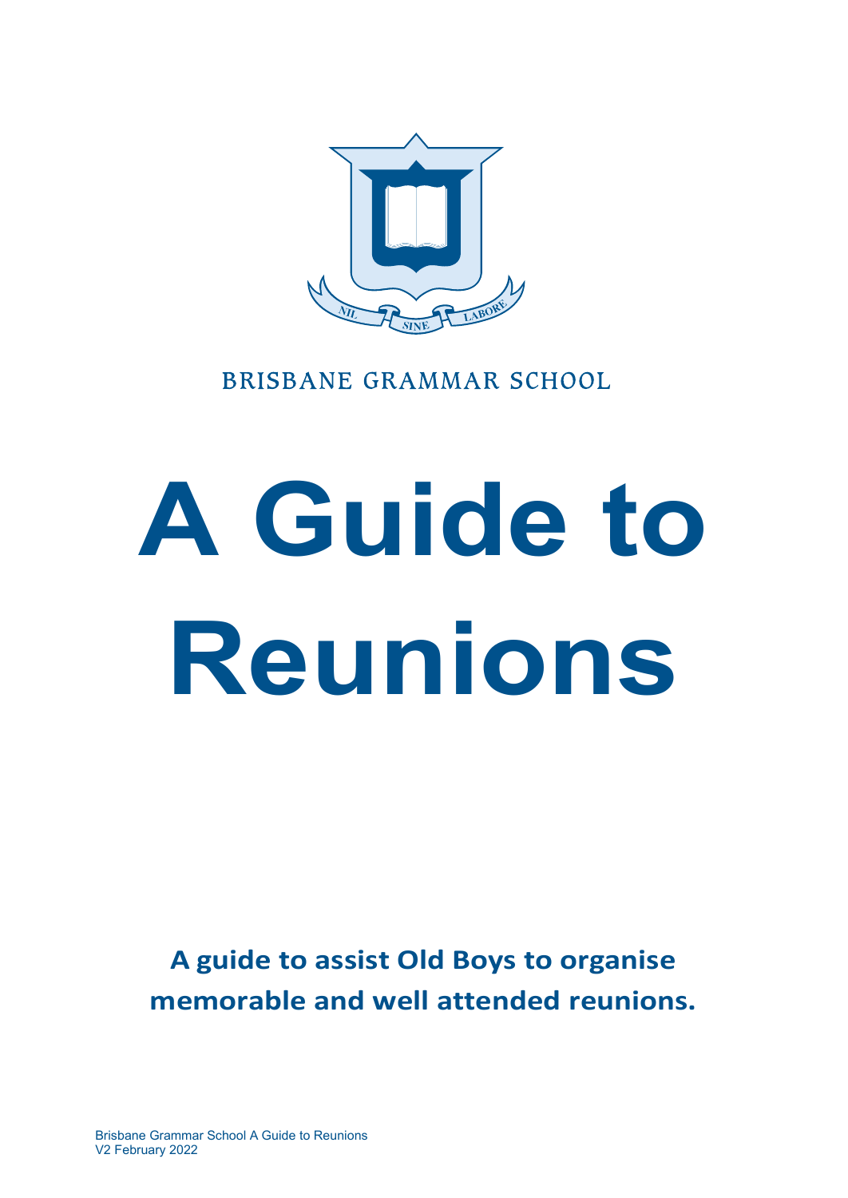NIL SINE LABORE

BRISBANE GRAMMAR SCHOOL

# A Guide to Reunions

**A guide to assist Old Boys to organise memorable and well attended reunions.**

Brisbane Grammar School A Guide to Reunions
V2 February 2022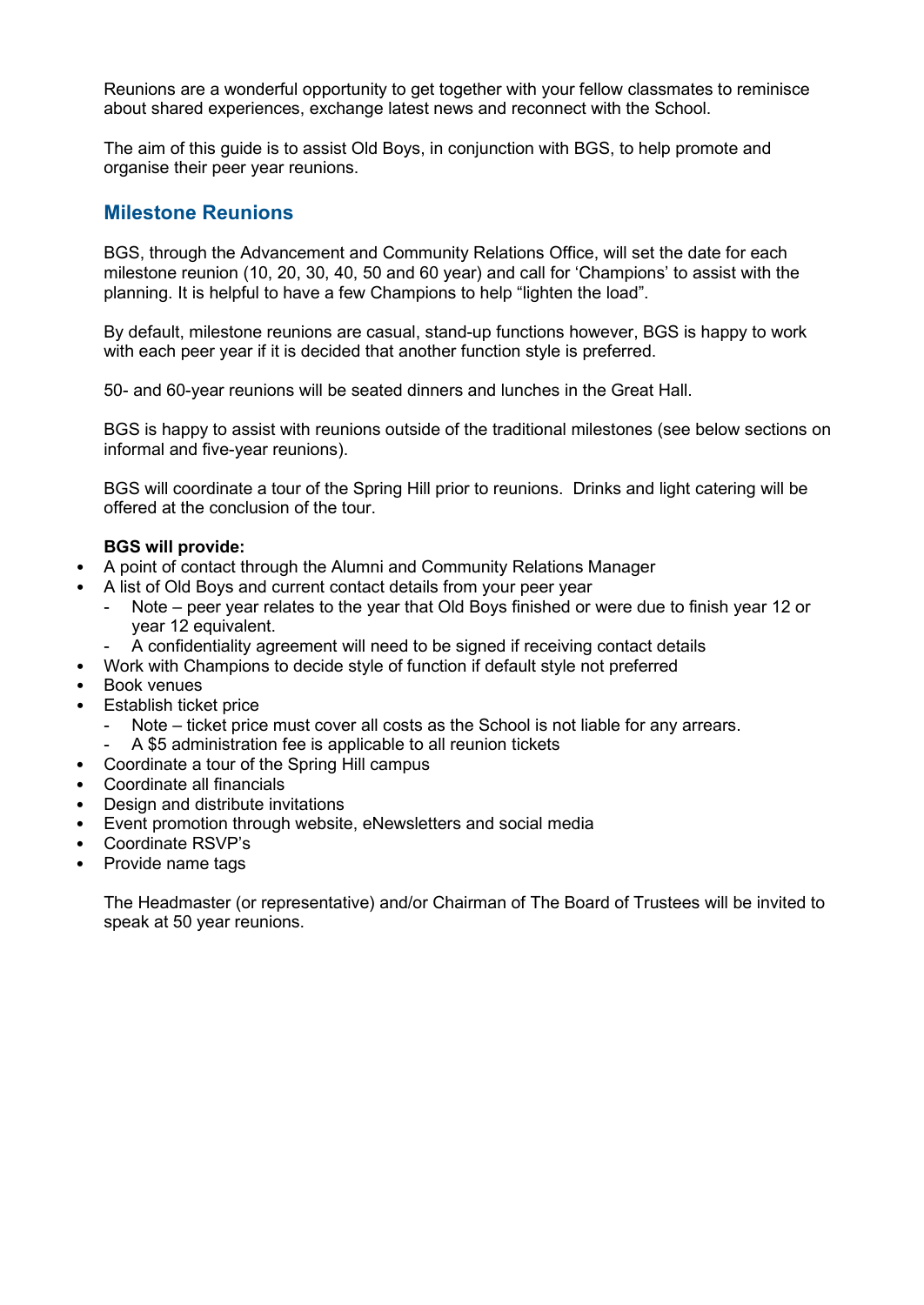Reunions are a wonderful opportunity to get together with your fellow classmates to reminisce about shared experiences, exchange latest news and reconnect with the School.

The aim of this guide is to assist Old Boys, in conjunction with BGS, to help promote and organise their peer year reunions.

## Milestone Reunions

BGS, through the Advancement and Community Relations Office, will set the date for each milestone reunion (10, 20, 30, 40, 50 and 60 year) and call for 'Champions' to assist with the planning. It is helpful to have a few Champions to help "lighten the load".

By default, milestone reunions are casual, stand-up functions however, BGS is happy to work with each peer year if it is decided that another function style is preferred.

50- and 60-year reunions will be seated dinners and lunches in the Great Hall.

BGS is happy to assist with reunions outside of the traditional milestones (see below sections on informal and five-year reunions).

BGS will coordinate a tour of the Spring Hill prior to reunions. Drinks and light catering will be offered at the conclusion of the tour.

**BGS will provide:**

- A point of contact through the Alumni and Community Relations Manager
- A list of Old Boys and current contact details from your peer year
  - Note – peer year relates to the year that Old Boys finished or were due to finish year 12 or year 12 equivalent.
  - A confidentiality agreement will need to be signed if receiving contact details
- Work with Champions to decide style of function if default style not preferred
- Book venues
- Establish ticket price
  - Note – ticket price must cover all costs as the School is not liable for any arrears.
  - A $5 administration fee is applicable to all reunion tickets
- Coordinate a tour of the Spring Hill campus
- Coordinate all financials
- Design and distribute invitations
- Event promotion through website, eNewsletters and social media
- Coordinate RSVP's
- Provide name tags

The Headmaster (or representative) and/or Chairman of The Board of Trustees will be invited to speak at 50 year reunions.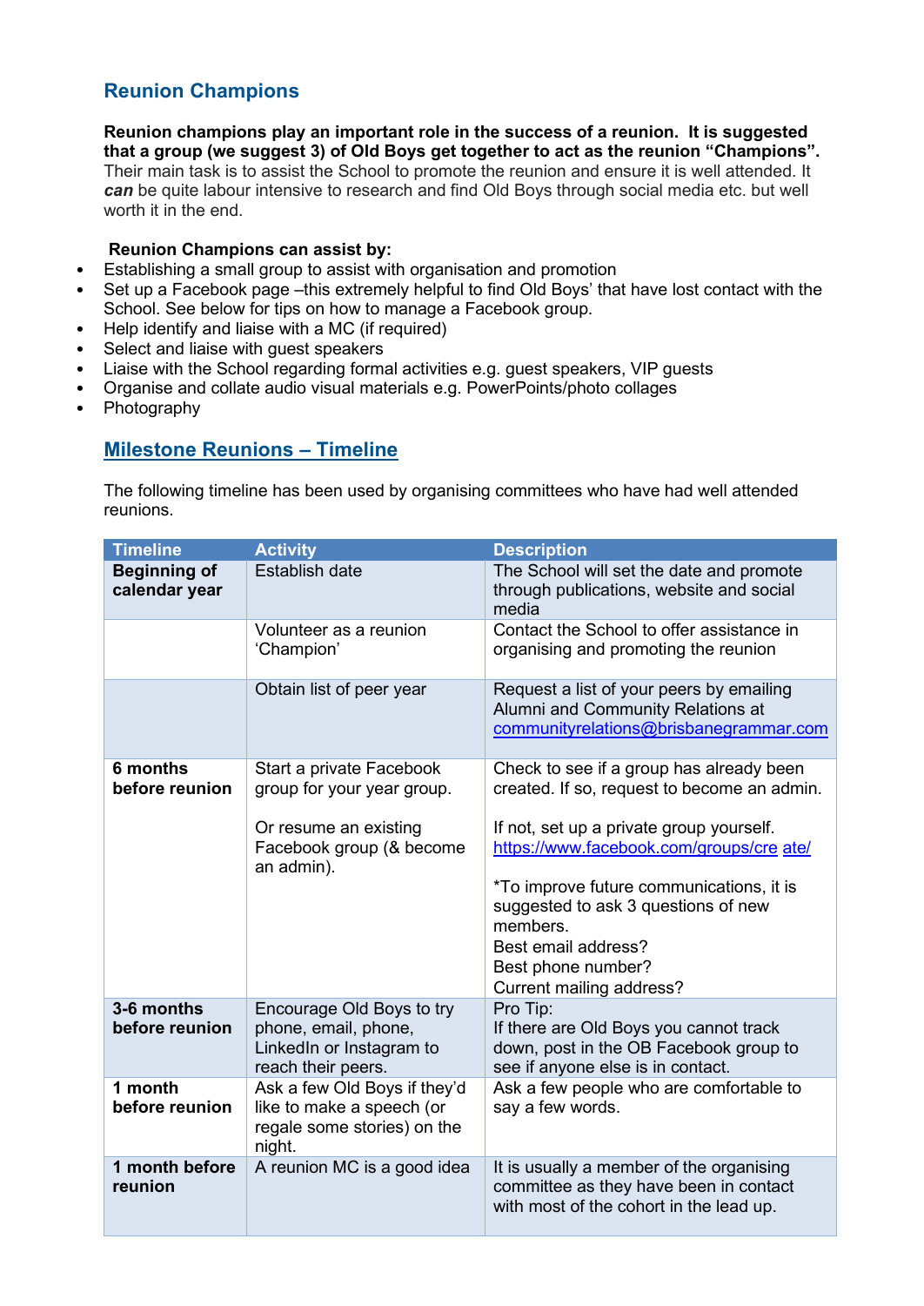## Reunion Champions

**Reunion champions play an important role in the success of a reunion. It is suggested that a group (we suggest 3) of Old Boys get together to act as the reunion "Champions".** Their main task is to assist the School to promote the reunion and ensure it is well attended. It ***can*** be quite labour intensive to research and find Old Boys through social media etc. but well worth it in the end.

**Reunion Champions can assist by:**

- Establishing a small group to assist with organisation and promotion
- Set up a Facebook page –this extremely helpful to find Old Boys' that have lost contact with the School. See below for tips on how to manage a Facebook group.
- Help identify and liaise with a MC (if required)
- Select and liaise with guest speakers
- Liaise with the School regarding formal activities e.g. guest speakers, VIP guests
- Organise and collate audio visual materials e.g. PowerPoints/photo collages
- Photography

## Milestone Reunions – Timeline

The following timeline has been used by organising committees who have had well attended reunions.

| Timeline | Activity | Description |
| --- | --- | --- |
| **Beginning of calendar year** | Establish date | The School will set the date and promote through publications, website and social media |
| | Volunteer as a reunion 'Champion' | Contact the School to offer assistance in organising and promoting the reunion |
| | Obtain list of peer year | Request a list of your peers by emailing Alumni and Community Relations at communityrelations@brisbanegrammar.com |
| **6 months before reunion** | Start a private Facebook group for your year group.<br><br>Or resume an existing Facebook group (& become an admin). | Check to see if a group has already been created. If so, request to become an admin.<br><br>If not, set up a private group yourself. https://www.facebook.com/groups/create/<br><br>*To improve future communications, it is suggested to ask 3 questions of new members.<br>Best email address?<br>Best phone number?<br>Current mailing address? |
| **3-6 months before reunion** | Encourage Old Boys to try phone, email, phone, LinkedIn or Instagram to reach their peers. | Pro Tip:<br>If there are Old Boys you cannot track down, post in the OB Facebook group to see if anyone else is in contact. |
| **1 month before reunion** | Ask a few Old Boys if they'd like to make a speech (or regale some stories) on the night. | Ask a few people who are comfortable to say a few words. |
| **1 month before reunion** | A reunion MC is a good idea | It is usually a member of the organising committee as they have been in contact with most of the cohort in the lead up. |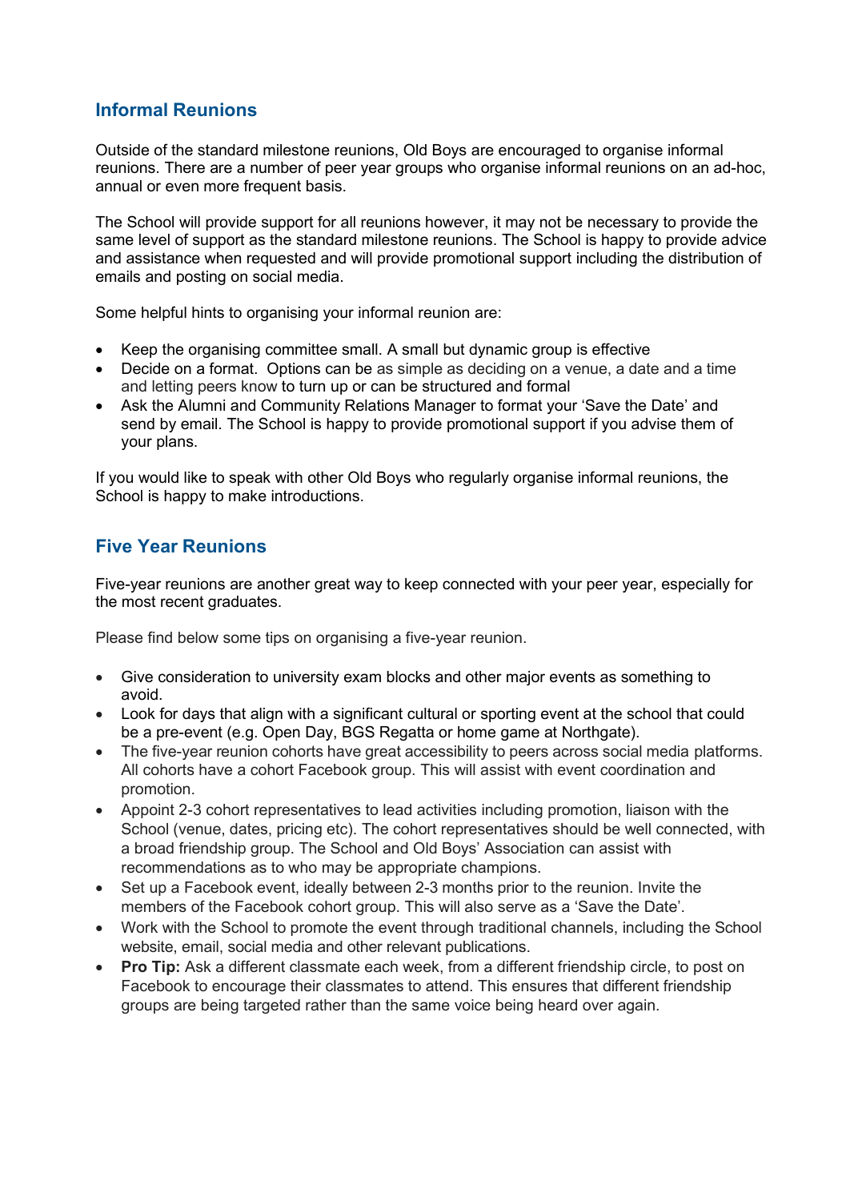## Informal Reunions

Outside of the standard milestone reunions, Old Boys are encouraged to organise informal reunions. There are a number of peer year groups who organise informal reunions on an ad-hoc, annual or even more frequent basis.

The School will provide support for all reunions however, it may not be necessary to provide the same level of support as the standard milestone reunions. The School is happy to provide advice and assistance when requested and will provide promotional support including the distribution of emails and posting on social media.

Some helpful hints to organising your informal reunion are:

- Keep the organising committee small. A small but dynamic group is effective
- Decide on a format. Options can be as simple as deciding on a venue, a date and a time and letting peers know to turn up or can be structured and formal
- Ask the Alumni and Community Relations Manager to format your 'Save the Date' and send by email. The School is happy to provide promotional support if you advise them of your plans.

If you would like to speak with other Old Boys who regularly organise informal reunions, the School is happy to make introductions.

## Five Year Reunions

Five-year reunions are another great way to keep connected with your peer year, especially for the most recent graduates.

Please find below some tips on organising a five-year reunion.

- Give consideration to university exam blocks and other major events as something to avoid.
- Look for days that align with a significant cultural or sporting event at the school that could be a pre-event (e.g. Open Day, BGS Regatta or home game at Northgate).
- The five-year reunion cohorts have great accessibility to peers across social media platforms. All cohorts have a cohort Facebook group. This will assist with event coordination and promotion.
- Appoint 2-3 cohort representatives to lead activities including promotion, liaison with the School (venue, dates, pricing etc). The cohort representatives should be well connected, with a broad friendship group. The School and Old Boys' Association can assist with recommendations as to who may be appropriate champions.
- Set up a Facebook event, ideally between 2-3 months prior to the reunion. Invite the members of the Facebook cohort group. This will also serve as a 'Save the Date'.
- Work with the School to promote the event through traditional channels, including the School website, email, social media and other relevant publications.
- **Pro Tip:** Ask a different classmate each week, from a different friendship circle, to post on Facebook to encourage their classmates to attend. This ensures that different friendship groups are being targeted rather than the same voice being heard over again.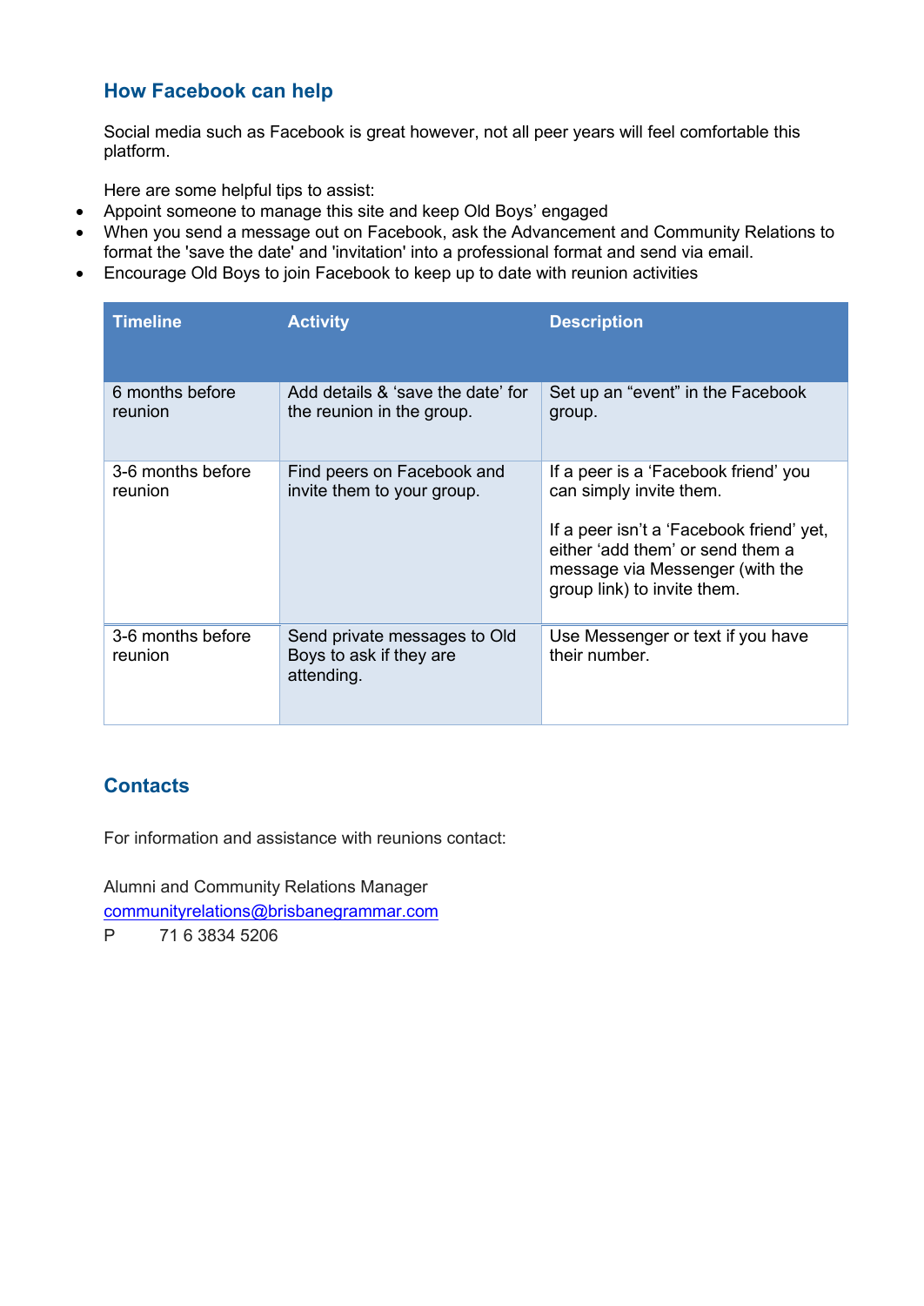## How Facebook can help

Social media such as Facebook is great however, not all peer years will feel comfortable this platform.

Here are some helpful tips to assist:

- Appoint someone to manage this site and keep Old Boys' engaged
- When you send a message out on Facebook, ask the Advancement and Community Relations to format the 'save the date' and 'invitation' into a professional format and send via email.
- Encourage Old Boys to join Facebook to keep up to date with reunion activities

| Timeline | Activity | Description |
|---|---|---|
| 6 months before reunion | Add details & 'save the date' for the reunion in the group. | Set up an "event" in the Facebook group. |
| 3-6 months before reunion | Find peers on Facebook and invite them to your group. | If a peer is a 'Facebook friend' you can simply invite them.<br><br>If a peer isn't a 'Facebook friend' yet, either 'add them' or send them a message via Messenger (with the group link) to invite them. |
| 3-6 months before reunion | Send private messages to Old Boys to ask if they are attending. | Use Messenger or text if you have their number. |

## Contacts

For information and assistance with reunions contact:

Alumni and Community Relations Manager
communityrelations@brisbanegrammar.com
P 71 6 3834 5206